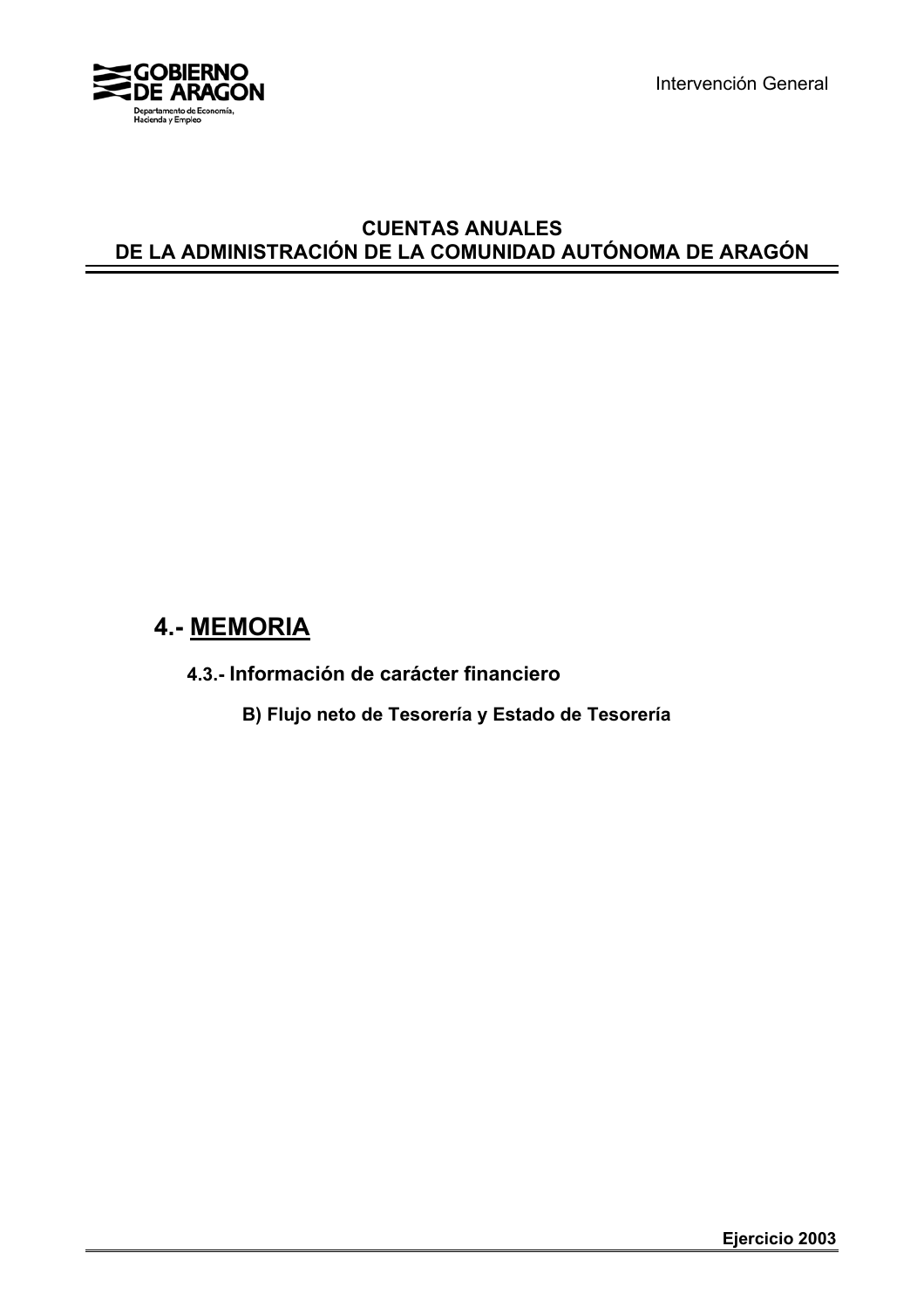**CUENTAS ANUALES**
**DE LA ADMINISTRACIÓN DE LA COMUNIDAD AUTÓNOMA DE ARAGÓN**

# 4.- MEMORIA

## 4.3.- Información de carácter financiero

### B) Flujo neto de Tesorería y Estado de Tesorería

**Ejercicio 2003**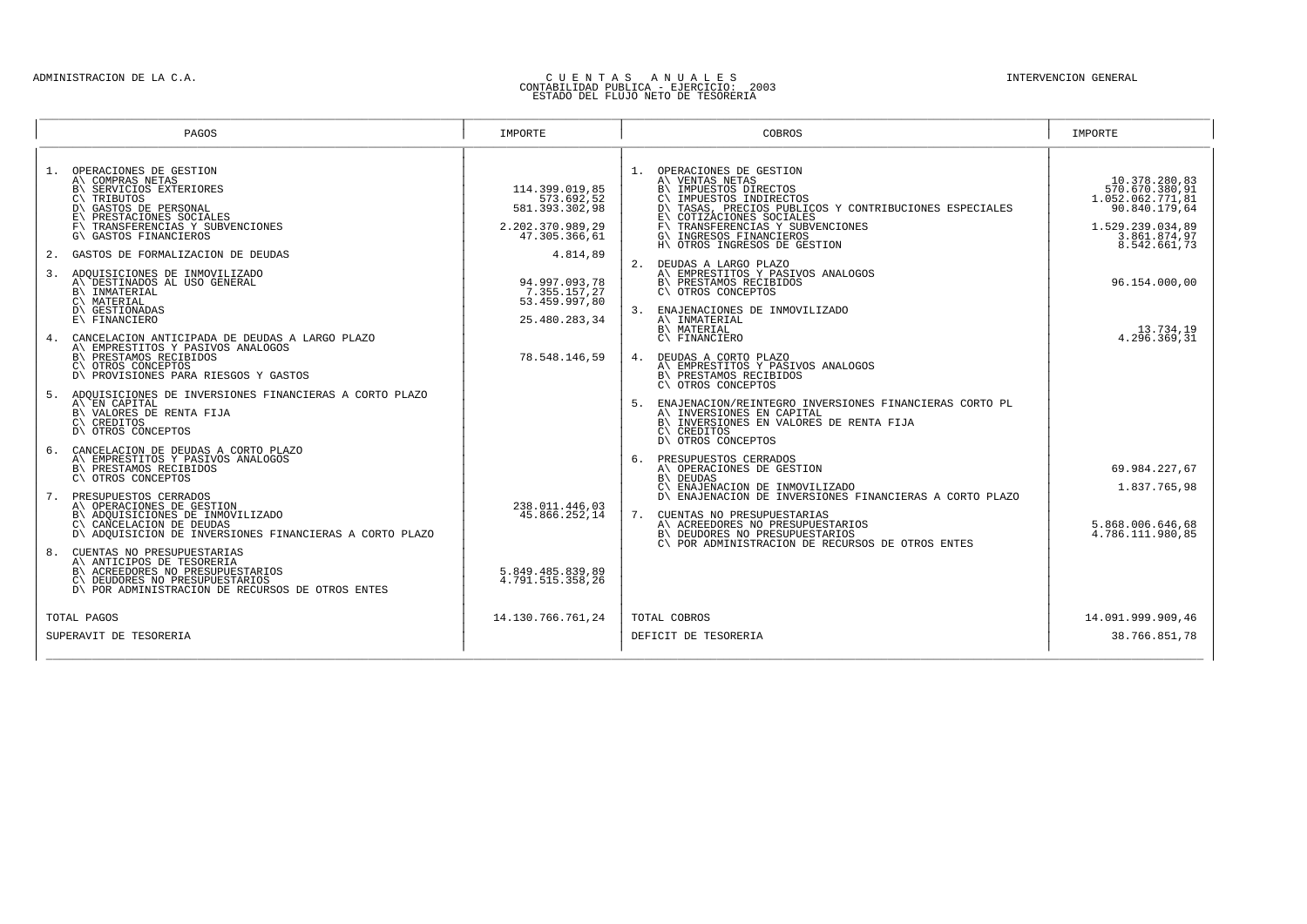ADMINISTRACION DE LA C.A. — INTERVENCION GENERAL

# CUENTAS ANUALES

## CONTABILIDAD PUBLICA - EJERCICIO: 2003

### ESTADO DEL FLUJO NETO DE TESORERIA

| PAGOS | IMPORTE | COBROS | IMPORTE |
|---|---|---|---|
| 1. OPERACIONES DE GESTION | | 1. OPERACIONES DE GESTION | |
| A\ COMPRAS NETAS | | A\ VENTAS NETAS | 10.378.280,83 |
| B\ SERVICIOS EXTERIORES | 114.399.019,85 | B\ IMPUESTOS DIRECTOS | 570.670.380,91 |
| C\ TRIBUTOS | 573.692,52 | C\ IMPUESTOS INDIRECTOS | 1.052.062.771,81 |
| D\ GASTOS DE PERSONAL | 581.393.302,98 | D\ TASAS, PRECIOS PUBLICOS Y CONTRIBUCIONES ESPECIALES | 90.840.179,64 |
| E\ PRESTACIONES SOCIALES | | E\ COTIZACIONES SOCIALES | |
| F\ TRANSFERENCIAS Y SUBVENCIONES | 2.202.370.989,29 | F\ TRANSFERENCIAS Y SUBVENCIONES | 1.529.239.034,89 |
| G\ GASTOS FINANCIEROS | 47.305.366,61 | G\ INGRESOS FINANCIEROS | 3.861.874,97 |
| 2. GASTOS DE FORMALIZACION DE DEUDAS | 4.814,89 | H\ OTROS INGRESOS DE GESTION | 8.542.661,73 |
| 3. ADQUISICIONES DE INMOVILIZADO | | 2. DEUDAS A LARGO PLAZO | |
| A\ DESTINADOS AL USO GENERAL | 94.997.093,78 | A\ EMPRESTITOS Y PASIVOS ANALOGOS | |
| B\ INMATERIAL | 7.355.157,27 | B\ PRESTAMOS RECIBIDOS | 96.154.000,00 |
| C\ MATERIAL | 53.459.997,80 | C\ OTROS CONCEPTOS | |
| D\ GESTIONADAS | | 3. ENAJENACIONES DE INMOVILIZADO | |
| E\ FINANCIERO | 25.480.283,34 | A\ INMATERIAL | |
| 4. CANCELACION ANTICIPADA DE DEUDAS A LARGO PLAZO | | B\ MATERIAL | 13.734,19 |
| A\ EMPRESTITOS Y PASIVOS ANALOGOS | | C\ FINANCIERO | 4.296.369,31 |
| B\ PRESTAMOS RECIBIDOS | 78.548.146,59 | 4. DEUDAS A CORTO PLAZO | |
| C\ OTROS CONCEPTOS | | A\ EMPRESTITOS Y PASIVOS ANALOGOS | |
| D\ PROVISIONES PARA RIESGOS Y GASTOS | | B\ PRESTAMOS RECIBIDOS | |
| 5. ADQUISICIONES DE INVERSIONES FINANCIERAS A CORTO PLAZO | | C\ OTROS CONCEPTOS | |
| A\ EN CAPITAL | | 5. ENAJENACION/REINTEGRO INVERSIONES FINANCIERAS CORTO PL | |
| B\ VALORES DE RENTA FIJA | | A\ INVERSIONES EN CAPITAL | |
| C\ CREDITOS | | B\ INVERSIONES EN VALORES DE RENTA FIJA | |
| D\ OTROS CONCEPTOS | | C\ CREDITOS | |
| 6. CANCELACION DE DEUDAS A CORTO PLAZO | | D\ OTROS CONCEPTOS | |
| A\ EMPRESTITOS Y PASIVOS ANALOGOS | | 6. PRESUPUESTOS CERRADOS | |
| B\ PRESTAMOS RECIBIDOS | | A\ OPERACIONES DE GESTION | 69.984.227,67 |
| C\ OTROS CONCEPTOS | | B\ DEUDAS | |
| 7. PRESUPUESTOS CERRADOS | | C\ ENAJENACION DE INMOVILIZADO | 1.837.765,98 |
| A\ OPERACIONES DE GESTION | 238.011.446,03 | D\ ENAJENACION DE INVERSIONES FINANCIERAS A CORTO PLAZO | |
| B\ ADQUISICIONES DE INMOVILIZADO | 45.866.252,14 | 7. CUENTAS NO PRESUPUESTARIAS | |
| C\ CANCELACION DE DEUDAS | | A\ ACREEDORES NO PRESUPUESTARIOS | 5.868.006.646,68 |
| D\ ADQUISICION DE INVERSIONES FINANCIERAS A CORTO PLAZO | | B\ DEUDORES NO PRESUPUESTARIOS | 4.786.111.980,85 |
| 8. CUENTAS NO PRESUPUESTARIAS | | C\ POR ADMINISTRACION DE RECURSOS DE OTROS ENTES | |
| A\ ANTICIPOS DE TESORERIA | | | |
| B\ ACREEDORES NO PRESUPUESTARIOS | 5.849.485.839,89 | | |
| C\ DEUDORES NO PRESUPUESTARIOS | 4.791.515.358,26 | | |
| D\ POR ADMINISTRACION DE RECURSOS DE OTROS ENTES | | | |
| TOTAL PAGOS | 14.130.766.761,24 | TOTAL COBROS | 14.091.999.909,46 |
| SUPERAVIT DE TESORERIA | | DEFICIT DE TESORERIA | 38.766.851,78 |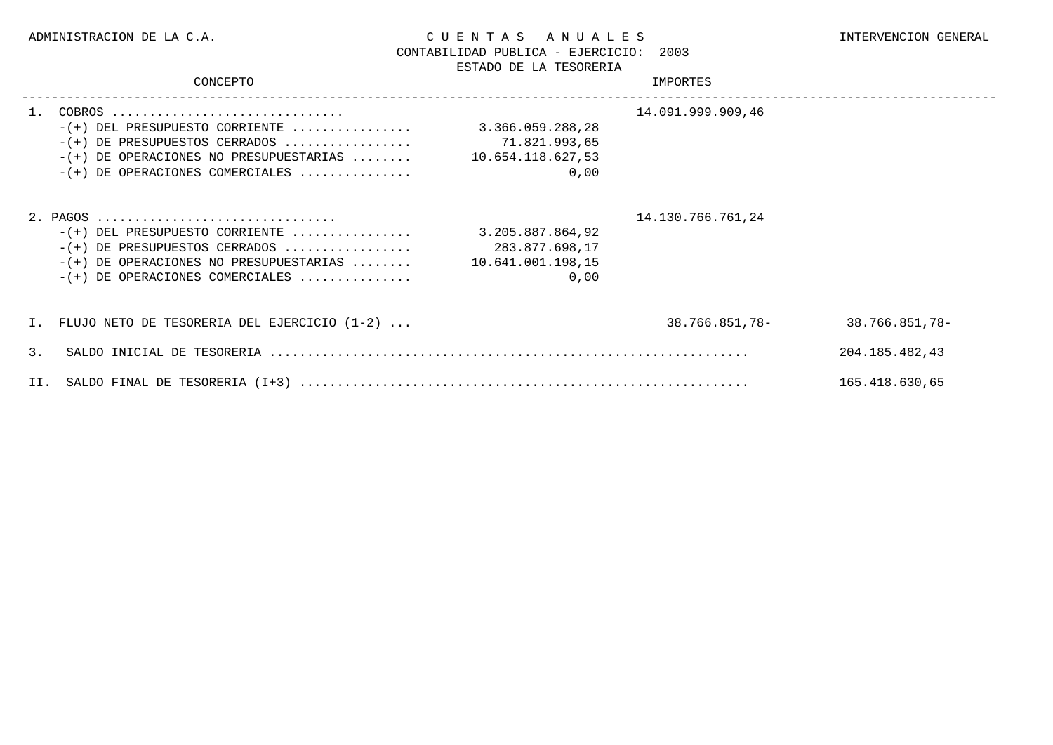ADMINISTRACION DE LA C.A.

# C U E N T A S   A N U A L E S

INTERVENCION GENERAL

## CONTABILIDAD PUBLICA - EJERCICIO: 2003

## ESTADO DE LA TESORERIA

| CONCEPTO | | IMPORTES | |
|---|---|---|---|
| 1. COBROS .............................. | | 14.091.999.909,46 | |
| -(+) DEL PRESUPUESTO CORRIENTE ............... | 3.366.059.288,28 | | |
| -(+) DE PRESUPUESTOS CERRADOS ................ | 71.821.993,65 | | |
| -(+) DE OPERACIONES NO PRESUPUESTARIAS ........ | 10.654.118.627,53 | | |
| -(+) DE OPERACIONES COMERCIALES .............. | 0,00 | | |
| 2. PAGOS ............................... | | 14.130.766.761,24 | |
| -(+) DEL PRESUPUESTO CORRIENTE ............... | 3.205.887.864,92 | | |
| -(+) DE PRESUPUESTOS CERRADOS ................ | 283.877.698,17 | | |
| -(+) DE OPERACIONES NO PRESUPUESTARIAS ........ | 10.641.001.198,15 | | |
| -(+) DE OPERACIONES COMERCIALES .............. | 0,00 | | |
| I. FLUJO NETO DE TESORERIA DEL EJERCICIO (1-2) ... | | 38.766.851,78- | 38.766.851,78- |
| 3. SALDO INICIAL DE TESORERIA ............................................................... | | | 204.185.482,43 |
| II. SALDO FINAL DE TESORERIA (I+3) ........................................................... | | | 165.418.630,65 |